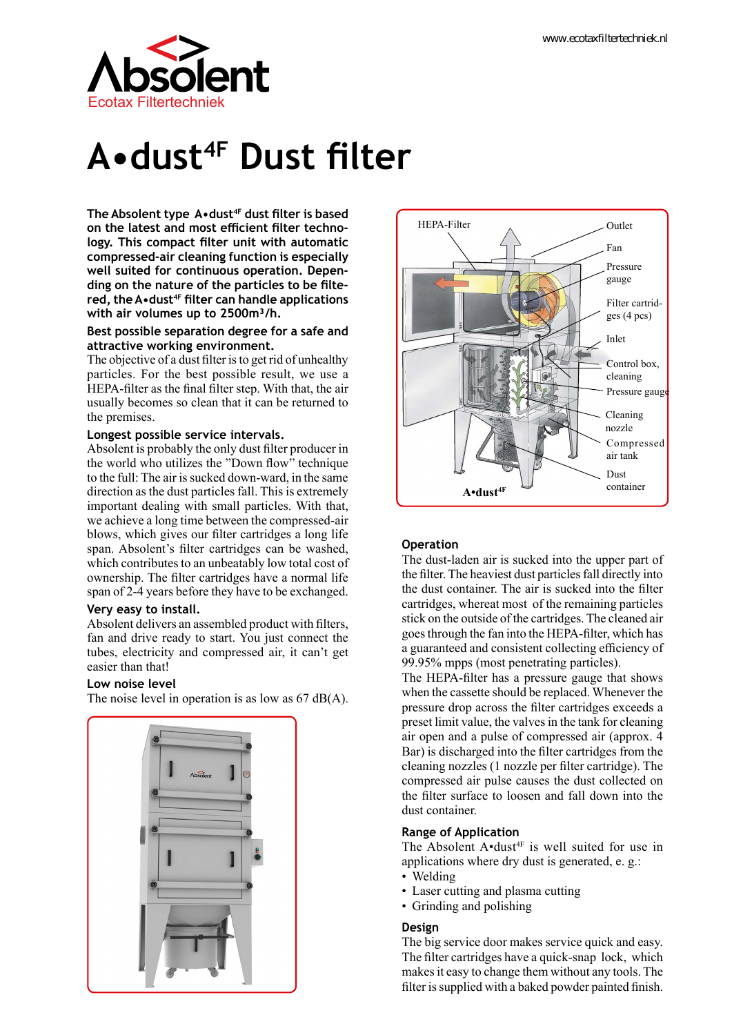Absolent
Ecotax Filtertechniek

# A•dust$^{4F}$ Dust filter

**The Absolent type A•dust$^{4F}$ dust filter is based on the latest and most efficient filter technology. This compact filter unit with automatic compressed-air cleaning function is especially well suited for continuous operation. Depending on the nature of the particles to be filtered, the A•dust$^{4F}$ filter can handle applications with air volumes up to 2500m³/h.**

**Best possible separation degree for a safe and attractive working environment.**
The objective of a dust filter is to get rid of unhealthy particles. For the best possible result, we use a HEPA-filter as the final filter step. With that, the air usually becomes so clean that it can be returned to the premises.

**Longest possible service intervals.**
Absolent is probably the only dust filter producer in the world who utilizes the "Down flow" technique to the full: The air is sucked down-ward, in the same direction as the dust particles fall. This is extremely important dealing with small particles. With that, we achieve a long time between the compressed-air blows, which gives our filter cartridges a long life span. Absolent's filter cartridges can be washed, which contributes to an unbeatably low total cost of ownership. The filter cartridges have a normal life span of 2-4 years before they have to be exchanged.

**Very easy to install.**
Absolent delivers an assembled product with filters, fan and drive ready to start. You just connect the tubes, electricity and compressed air, it can't get easier than that!

**Low noise level**
The noise level in operation is as low as 67 dB(A).

HEPA-Filter, Outlet, Fan, Pressure gauge, Filter cartridges (4 pcs), Inlet, Control box, cleaning, Pressure gauge, Cleaning nozzle, Compressed air tank, Dust container

A•dust$^{4F}$

**Operation**
The dust-laden air is sucked into the upper part of the filter. The heaviest dust particles fall directly into the dust container. The air is sucked into the filter cartridges, whereat most of the remaining particles stick on the outside of the cartridges. The cleaned air goes through the fan into the HEPA-filter, which has a guaranteed and consistent collecting efficiency of 99.95% mpps (most penetrating particles).
The HEPA-filter has a pressure gauge that shows when the cassette should be replaced. Whenever the pressure drop across the filter cartridges exceeds a preset limit value, the valves in the tank for cleaning air open and a pulse of compressed air (approx. 4 Bar) is discharged into the filter cartridges from the cleaning nozzles (1 nozzle per filter cartridge). The compressed air pulse causes the dust collected on the filter surface to loosen and fall down into the dust container.

**Range of Application**
The Absolent A•dust$^{4F}$ is well suited for use in applications where dry dust is generated, e. g.:

- Welding
- Laser cutting and plasma cutting
- Grinding and polishing

**Design**
The big service door makes service quick and easy. The filter cartridges have a quick-snap lock, which makes it easy to change them without any tools. The filter is supplied with a baked powder painted finish.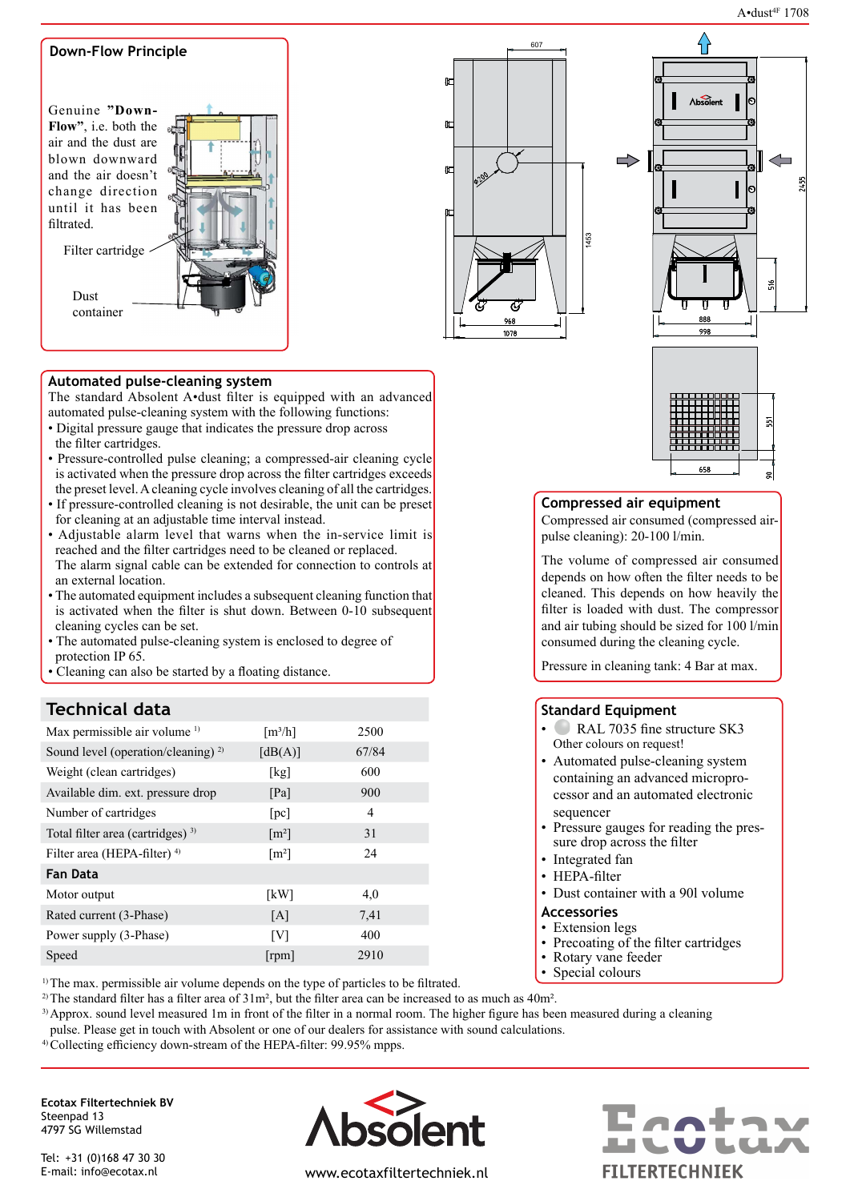## Down-Flow Principle

Genuine **"Down-Flow"**, i.e. both the air and the dust are blown downward and the air doesn't change direction until it has been filtrated.

Filter cartridge

Dust container

## Automated pulse-cleaning system

The standard Absolent A•dust filter is equipped with an advanced automated pulse-cleaning system with the following functions:

- Digital pressure gauge that indicates the pressure drop across the filter cartridges.
- Pressure-controlled pulse cleaning; a compressed-air cleaning cycle is activated when the pressure drop across the filter cartridges exceeds the preset level. A cleaning cycle involves cleaning of all the cartridges.
- If pressure-controlled cleaning is not desirable, the unit can be preset for cleaning at an adjustable time interval instead.
- Adjustable alarm level that warns when the in-service limit is reached and the filter cartridges need to be cleaned or replaced. The alarm signal cable can be extended for connection to controls at an external location.
- The automated equipment includes a subsequent cleaning function that is activated when the filter is shut down. Between 0-10 subsequent cleaning cycles can be set.
- The automated pulse-cleaning system is enclosed to degree of protection IP 65.
- Cleaning can also be started by a floating distance.

607

Ø200

1453

968

1078

2455

516

888

998

551

658

90

## Compressed air equipment

Compressed air consumed (compressed air-pulse cleaning): 20-100 l/min.

The volume of compressed air consumed depends on how often the filter needs to be cleaned. This depends on how heavily the filter is loaded with dust. The compressor and air tubing should be sized for 100 l/min consumed during the cleaning cycle.

Pressure in cleaning tank: 4 Bar at max.

## Technical data

| | | |
|---|---|---|
| Max permissible air volume [1] | [m³/h] | 2500 |
| Sound level (operation/cleaning) [2] | [dB(A)] | 67/84 |
| Weight (clean cartridges) | [kg] | 600 |
| Available dim. ext. pressure drop | [Pa] | 900 |
| Number of cartridges | [pc] | 4 |
| Total filter area (cartridges) [3] | [m²] | 31 |
| Filter area (HEPA-filter) [4] | [m²] | 24 |
| **Fan Data** | | |
| Motor output | [kW] | 4,0 |
| Rated current (3-Phase) | [A] | 7,41 |
| Power supply (3-Phase) | [V] | 400 |
| Speed | [rpm] | 2910 |

## Standard Equipment

- RAL 7035 fine structure SK3 Other colours on request!
- Automated pulse-cleaning system containing an advanced microprocessor and an automated electronic sequencer
- Pressure gauges for reading the pressure drop across the filter
- Integrated fan
- HEPA-filter
- Dust container with a 90l volume

## Accessories

- Extension legs
- Precoating of the filter cartridges
- Rotary vane feeder
- Special colours

[1] The max. permissible air volume depends on the type of particles to be filtrated.
[2] The standard filter has a filter area of 31m², but the filter area can be increased to as much as 40m².
[3] Approx. sound level measured 1m in front of the filter in a normal room. The higher figure has been measured during a cleaning pulse. Please get in touch with Absolent or one of our dealers for assistance with sound calculations.
[4] Collecting efficiency down-stream of the HEPA-filter: 99.95% mpps.

**Ecotax Filtertechniek BV**
Steenpad 13
4797 SG Willemstad

Tel: +31 (0)168 47 30 30
E-mail: info@ecotax.nl

Absolent

www.ecotaxfiltertechniek.nl

Ecotax FILTERTECHNIEK